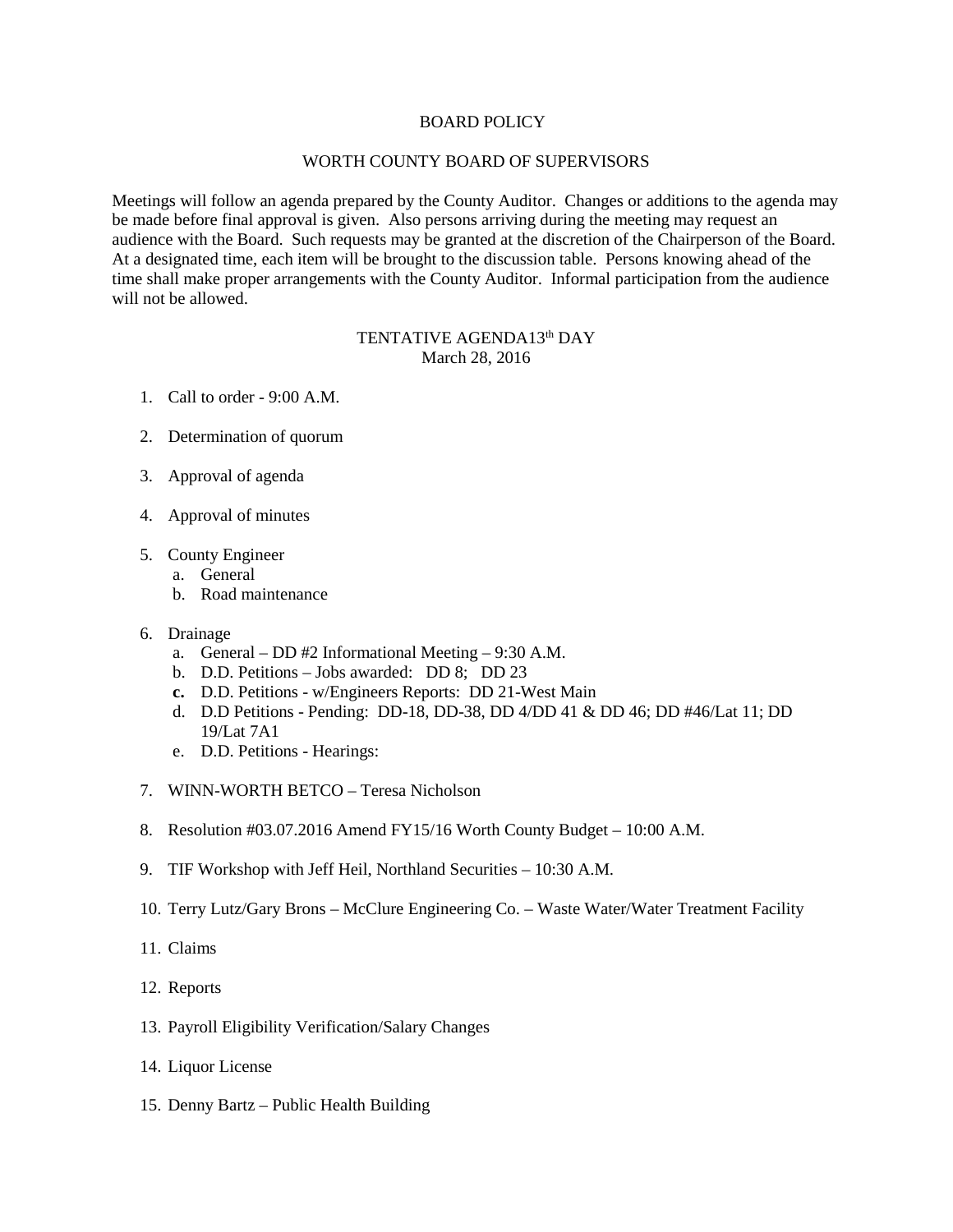# BOARD POLICY

## WORTH COUNTY BOARD OF SUPERVISORS

Meetings will follow an agenda prepared by the County Auditor. Changes or additions to the agenda may be made before final approval is given. Also persons arriving during the meeting may request an audience with the Board. Such requests may be granted at the discretion of the Chairperson of the Board. At a designated time, each item will be brought to the discussion table. Persons knowing ahead of the time shall make proper arrangements with the County Auditor. Informal participation from the audience will not be allowed.

### TENTATIVE AGENDA13th DAY
March 28, 2016

1. Call to order - 9:00 A.M.

2. Determination of quorum

3. Approval of agenda

4. Approval of minutes

5. County Engineer
   a. General
   b. Road maintenance

6. Drainage
   a. General – DD #2 Informational Meeting – 9:30 A.M.
   b. D.D. Petitions – Jobs awarded: DD 8; DD 23
   **c.** D.D. Petitions - w/Engineers Reports: DD 21-West Main
   d. D.D Petitions - Pending: DD-18, DD-38, DD 4/DD 41 & DD 46; DD #46/Lat 11; DD 19/Lat 7A1
   e. D.D. Petitions - Hearings:

7. WINN-WORTH BETCO – Teresa Nicholson

8. Resolution #03.07.2016 Amend FY15/16 Worth County Budget – 10:00 A.M.

9. TIF Workshop with Jeff Heil, Northland Securities – 10:30 A.M.

10. Terry Lutz/Gary Brons – McClure Engineering Co. – Waste Water/Water Treatment Facility

11. Claims

12. Reports

13. Payroll Eligibility Verification/Salary Changes

14. Liquor License

15. Denny Bartz – Public Health Building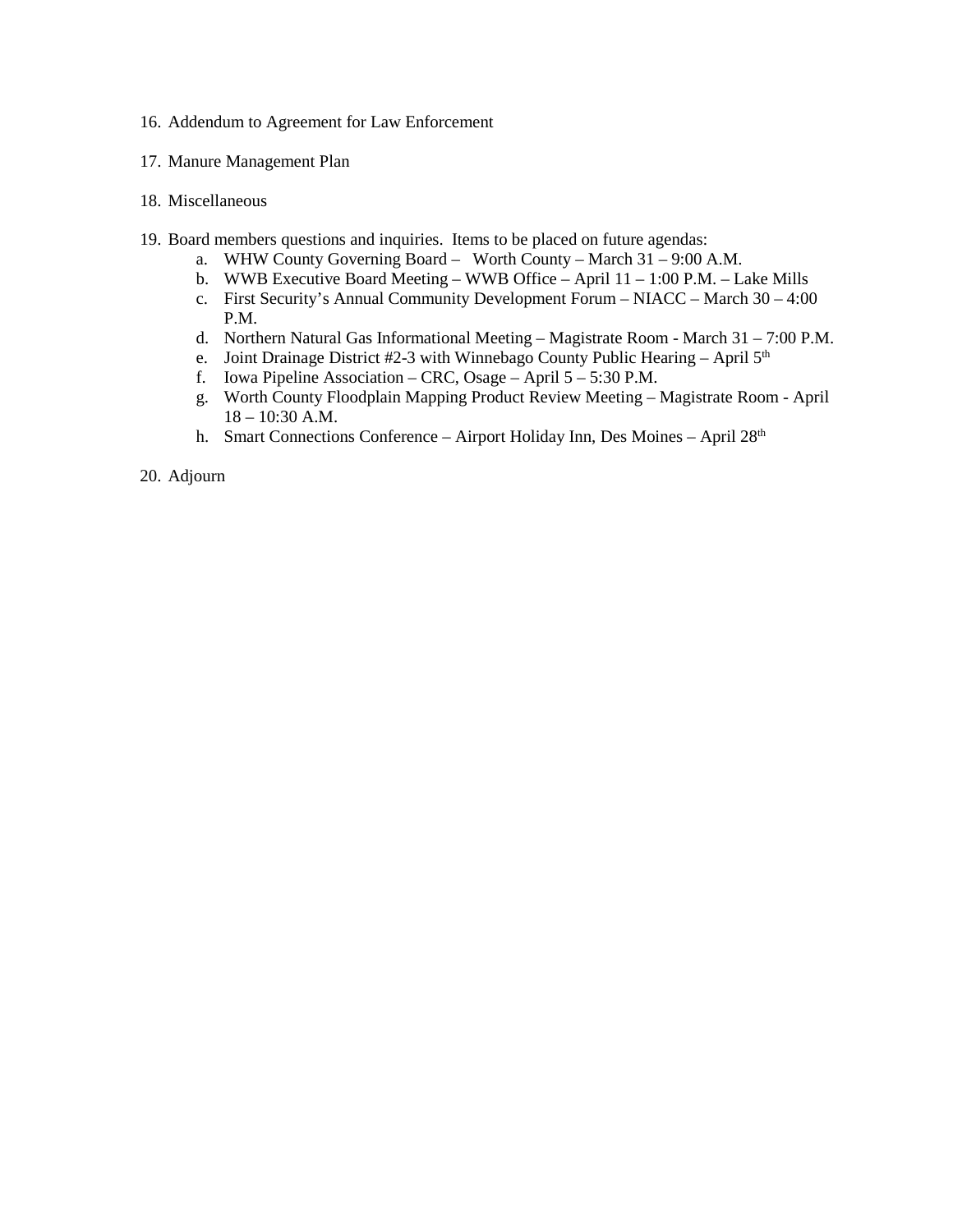16. Addendum to Agreement for Law Enforcement

17. Manure Management Plan

18. Miscellaneous

19. Board members questions and inquiries. Items to be placed on future agendas:
    a. WHW County Governing Board – Worth County – March 31 – 9:00 A.M.
    b. WWB Executive Board Meeting – WWB Office – April 11 – 1:00 P.M. – Lake Mills
    c. First Security's Annual Community Development Forum – NIACC – March 30 – 4:00 P.M.
    d. Northern Natural Gas Informational Meeting – Magistrate Room - March 31 – 7:00 P.M.
    e. Joint Drainage District #2-3 with Winnebago County Public Hearing – April 5th
    f. Iowa Pipeline Association – CRC, Osage – April 5 – 5:30 P.M.
    g. Worth County Floodplain Mapping Product Review Meeting – Magistrate Room - April 18 – 10:30 A.M.
    h. Smart Connections Conference – Airport Holiday Inn, Des Moines – April 28th

20. Adjourn